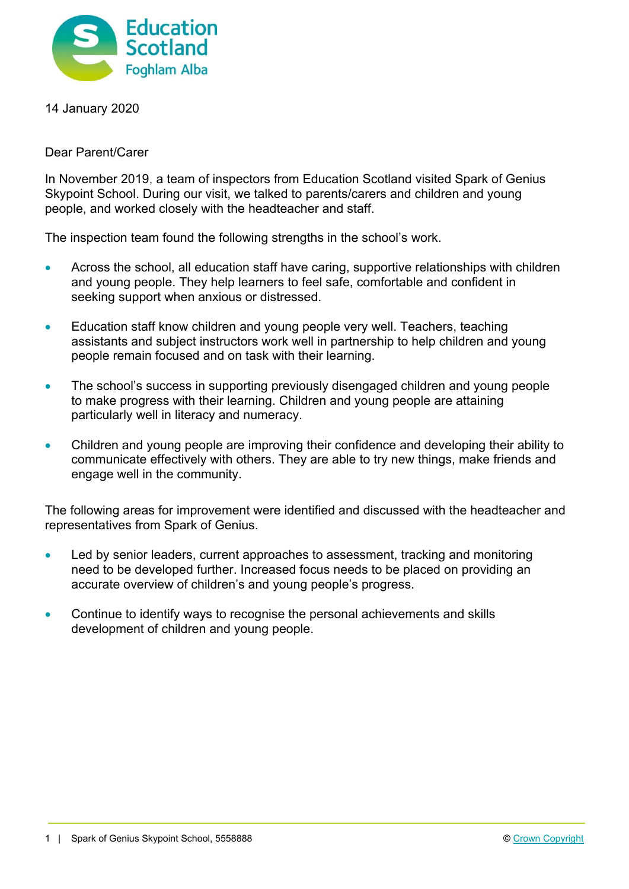Education Scotland
Foghlam Alba

14 January 2020

Dear Parent/Carer

In November 2019, a team of inspectors from Education Scotland visited Spark of Genius Skypoint School. During our visit, we talked to parents/carers and children and young people, and worked closely with the headteacher and staff.

The inspection team found the following strengths in the school's work.

- Across the school, all education staff have caring, supportive relationships with children and young people. They help learners to feel safe, comfortable and confident in seeking support when anxious or distressed.

- Education staff know children and young people very well. Teachers, teaching assistants and subject instructors work well in partnership to help children and young people remain focused and on task with their learning.

- The school's success in supporting previously disengaged children and young people to make progress with their learning. Children and young people are attaining particularly well in literacy and numeracy.

- Children and young people are improving their confidence and developing their ability to communicate effectively with others. They are able to try new things, make friends and engage well in the community.

The following areas for improvement were identified and discussed with the headteacher and representatives from Spark of Genius.

- Led by senior leaders, current approaches to assessment, tracking and monitoring need to be developed further. Increased focus needs to be placed on providing an accurate overview of children's and young people's progress.

- Continue to identify ways to recognise the personal achievements and skills development of children and young people.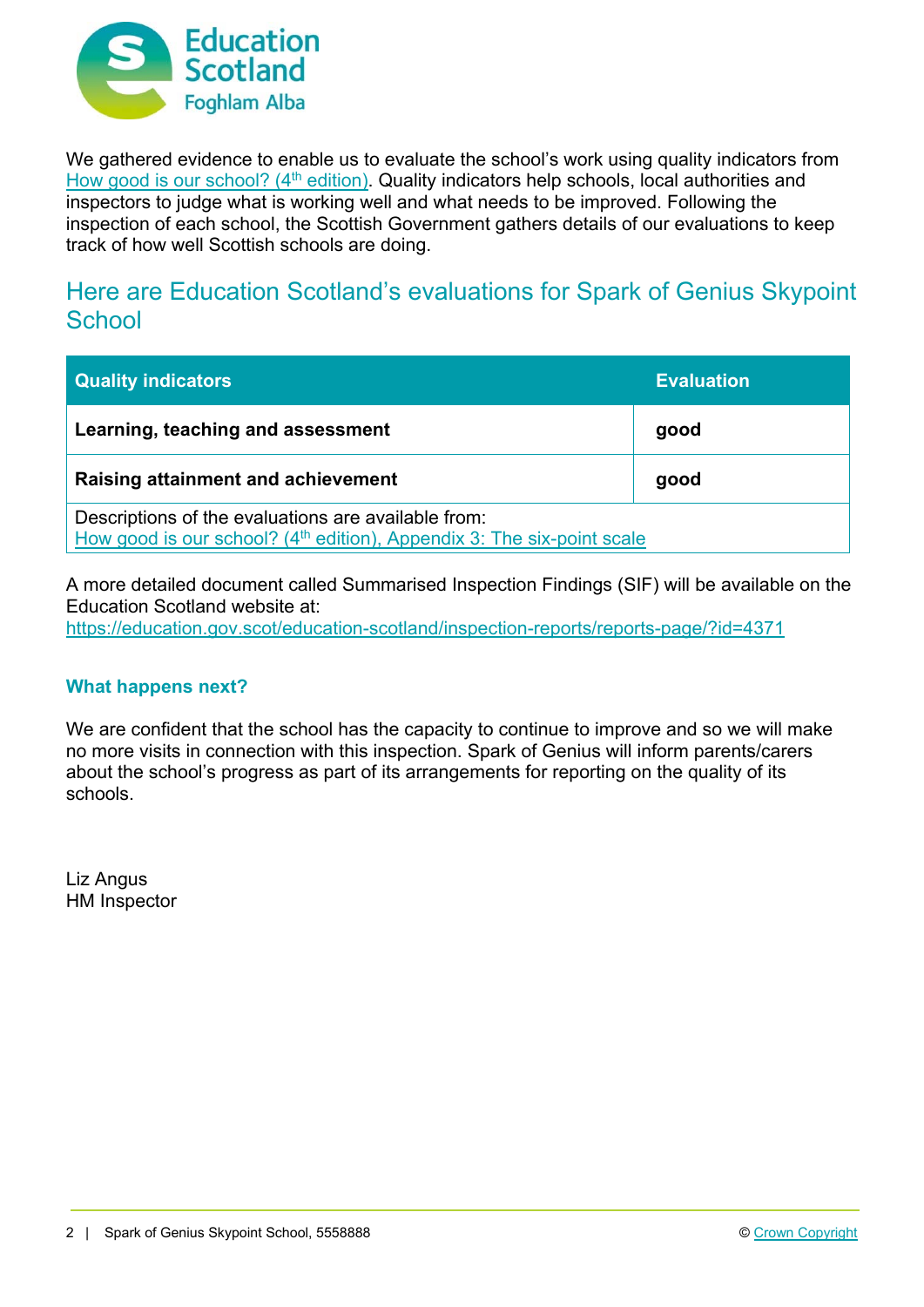We gathered evidence to enable us to evaluate the school's work using quality indicators from How good is our school? (4th edition). Quality indicators help schools, local authorities and inspectors to judge what is working well and what needs to be improved. Following the inspection of each school, the Scottish Government gathers details of our evaluations to keep track of how well Scottish schools are doing.

## Here are Education Scotland's evaluations for Spark of Genius Skypoint School

| Quality indicators | Evaluation |
| --- | --- |
| **Learning, teaching and assessment** | **good** |
| **Raising attainment and achievement** | **good** |
| Descriptions of the evaluations are available from: How good is our school? (4th edition), Appendix 3: The six-point scale | |

A more detailed document called Summarised Inspection Findings (SIF) will be available on the Education Scotland website at:
https://education.gov.scot/education-scotland/inspection-reports/reports-page/?id=4371

### What happens next?

We are confident that the school has the capacity to continue to improve and so we will make no more visits in connection with this inspection. Spark of Genius will inform parents/carers about the school's progress as part of its arrangements for reporting on the quality of its schools.

Liz Angus
HM Inspector